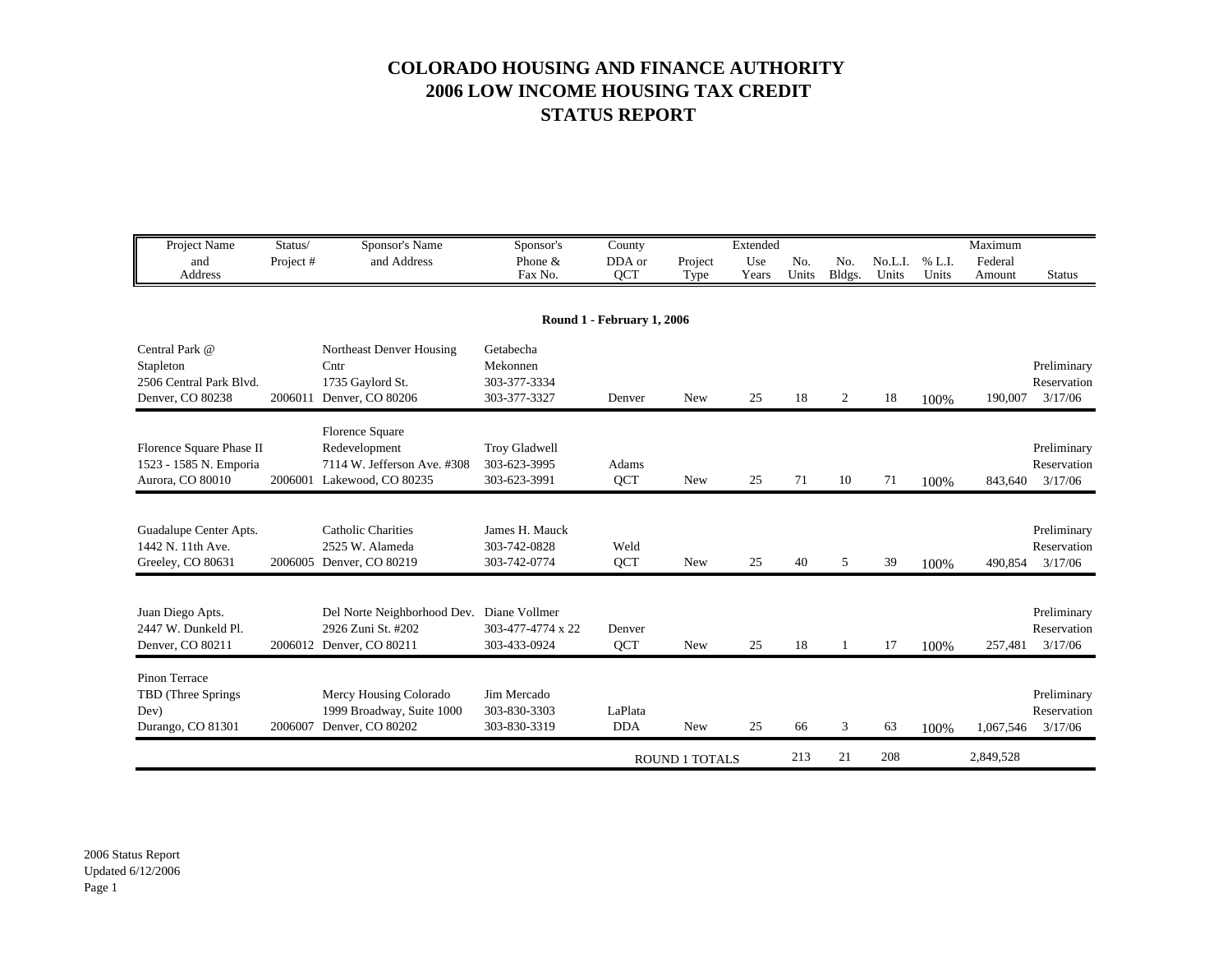# COLORADO HOUSING AND FINANCE AUTHORITY
# 2006 LOW INCOME HOUSING TAX CREDIT
# STATUS REPORT

| Project Name and Address | Status/ Project # | Sponsor's Name and Address | Sponsor's Phone & Fax No. | County DDA or QCT | Project Type | Extended Use Years | No. Units | No. Bldgs. | No.L.I. Units | % L.I. Units | Maximum Federal Amount | Status |
|---|---|---|---|---|---|---|---|---|---|---|---|---|
| **Round 1 - February 1, 2006** | | | | | | | | | | | | |
| Central Park @ Stapleton 2506 Central Park Blvd. Denver, CO 80238 | 2006011 | Northeast Denver Housing Cntr 1735 Gaylord St. Denver, CO 80206 | Getabecha Mekonnen 303-377-3334 303-377-3327 | Denver | New | 25 | 18 | 2 | 18 | 100% | 190,007 | Preliminary Reservation 3/17/06 |
| Florence Square Phase II 1523 - 1585 N. Emporia Aurora, CO 80010 | 2006001 | Florence Square Redevelopment 7114 W. Jefferson Ave. #308 Lakewood, CO 80235 | Troy Gladwell 303-623-3995 303-623-3991 | Adams QCT | New | 25 | 71 | 10 | 71 | 100% | 843,640 | Preliminary Reservation 3/17/06 |
| Guadalupe Center Apts. 1442 N. 11th Ave. Greeley, CO 80631 | 2006005 | Catholic Charities 2525 W. Alameda Denver, CO 80219 | James H. Mauck 303-742-0828 303-742-0774 | Weld QCT | New | 25 | 40 | 5 | 39 | 100% | 490,854 | Preliminary Reservation 3/17/06 |
| Juan Diego Apts. 2447 W. Dunkeld Pl. Denver, CO 80211 | 2006012 | Del Norte Neighborhood Dev. 2926 Zuni St. #202 Denver, CO 80211 | Diane Vollmer 303-477-4774 x 22 303-433-0924 | Denver QCT | New | 25 | 18 | 1 | 17 | 100% | 257,481 | Preliminary Reservation 3/17/06 |
| Pinon Terrace TBD (Three Springs Dev) Durango, CO 81301 | 2006007 | Mercy Housing Colorado 1999 Broadway, Suite 1000 Denver, CO 80202 | Jim Mercado 303-830-3303 303-830-3319 | LaPlata DDA | New | 25 | 66 | 3 | 63 | 100% | 1,067,546 | Preliminary Reservation 3/17/06 |
| | | | | | ROUND 1 TOTALS | | 213 | 21 | 208 | | 2,849,528 | |

2006 Status Report
Updated 6/12/2006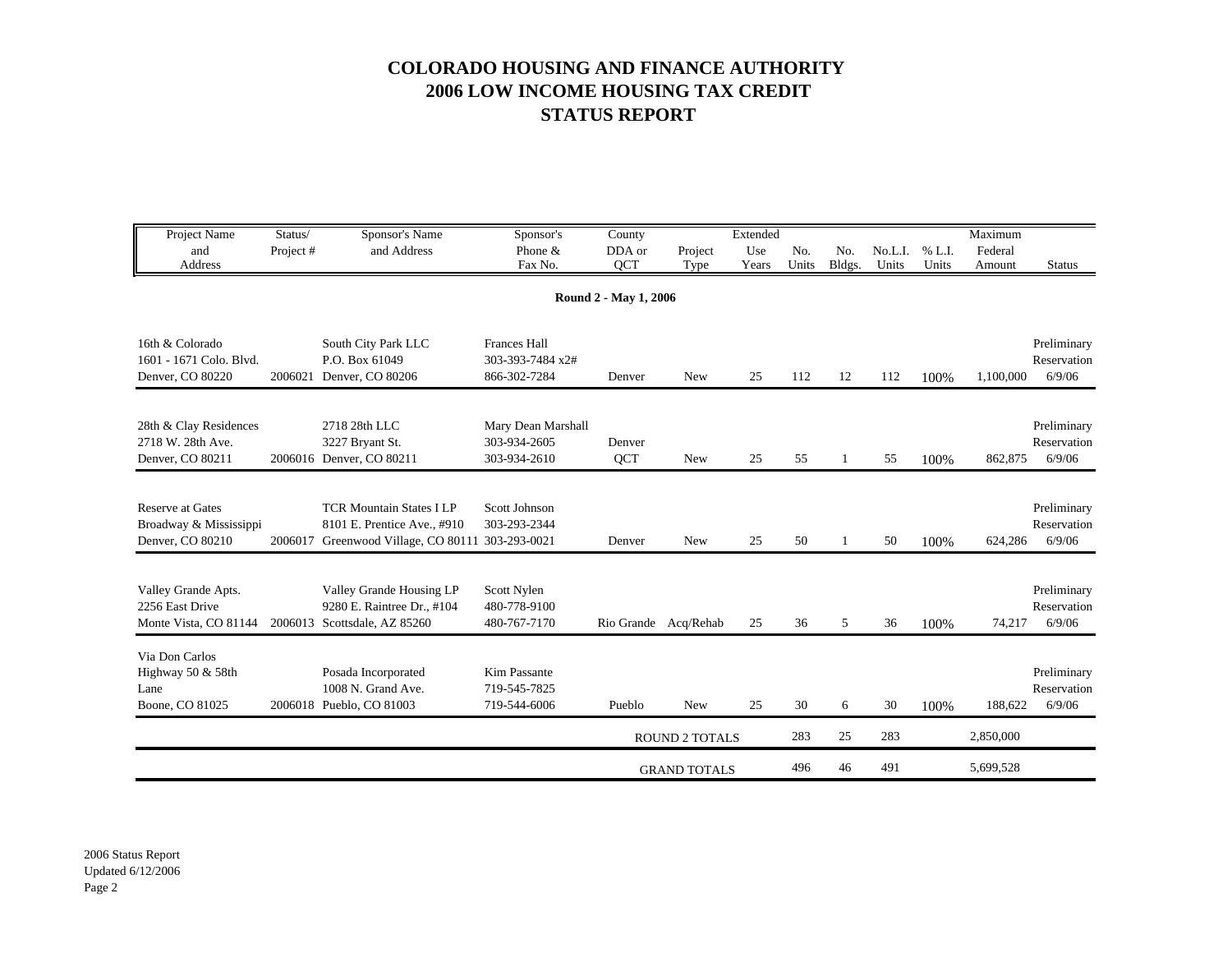# COLORADO HOUSING AND FINANCE AUTHORITY
# 2006 LOW INCOME HOUSING TAX CREDIT
# STATUS REPORT

| Project Name and Address | Status/ Project # | Sponsor's Name and Address | Sponsor's Phone & Fax No. | County DDA or QCT | Project Type | Extended Use Years | No. Units | No. Bldgs. | No.L.I. Units | % L.I. Units | Maximum Federal Amount | Status |
|---|---|---|---|---|---|---|---|---|---|---|---|---|
| **Round 2 - May 1, 2006** | | | | | | | | | | | | |
| 16th & Colorado<br>1601 - 1671 Colo. Blvd.<br>Denver, CO 80220 | 2006021 | South City Park LLC<br>P.O. Box 61049<br>Denver, CO 80206 | Frances Hall<br>303-393-7484 x2#<br>866-302-7284 | Denver | New | 25 | 112 | 12 | 112 | 100% | 1,100,000 | Preliminary Reservation 6/9/06 |
| 28th & Clay Residences<br>2718 W. 28th Ave.<br>Denver, CO 80211 | 2006016 | 2718 28th LLC<br>3227 Bryant St.<br>Denver, CO 80211 | Mary Dean Marshall<br>303-934-2605<br>303-934-2610 | Denver QCT | New | 25 | 55 | 1 | 55 | 100% | 862,875 | Preliminary Reservation 6/9/06 |
| Reserve at Gates<br>Broadway & Mississippi<br>Denver, CO 80210 | 2006017 | TCR Mountain States I LP<br>8101 E. Prentice Ave., #910<br>Greenwood Village, CO 80111 | Scott Johnson<br>303-293-2344<br>303-293-0021 | Denver | New | 25 | 50 | 1 | 50 | 100% | 624,286 | Preliminary Reservation 6/9/06 |
| Valley Grande Apts.<br>2256 East Drive<br>Monte Vista, CO 81144 | 2006013 | Valley Grande Housing LP<br>9280 E. Raintree Dr., #104<br>Scottsdale, AZ 85260 | Scott Nylen<br>480-778-9100<br>480-767-7170 | Rio Grande | Acq/Rehab | 25 | 36 | 5 | 36 | 100% | 74,217 | Preliminary Reservation 6/9/06 |
| Via Don Carlos<br>Highway 50 & 58th Lane<br>Boone, CO 81025 | 2006018 | Posada Incorporated<br>1008 N. Grand Ave.<br>Pueblo, CO 81003 | Kim Passante<br>719-545-7825<br>719-544-6006 | Pueblo | New | 25 | 30 | 6 | 30 | 100% | 188,622 | Preliminary Reservation 6/9/06 |
| | | | | | ROUND 2 TOTALS | | 283 | 25 | 283 | | 2,850,000 | |
| | | | | | GRAND TOTALS | | 496 | 46 | 491 | | 5,699,528 | |

2006 Status Report
Updated 6/12/2006